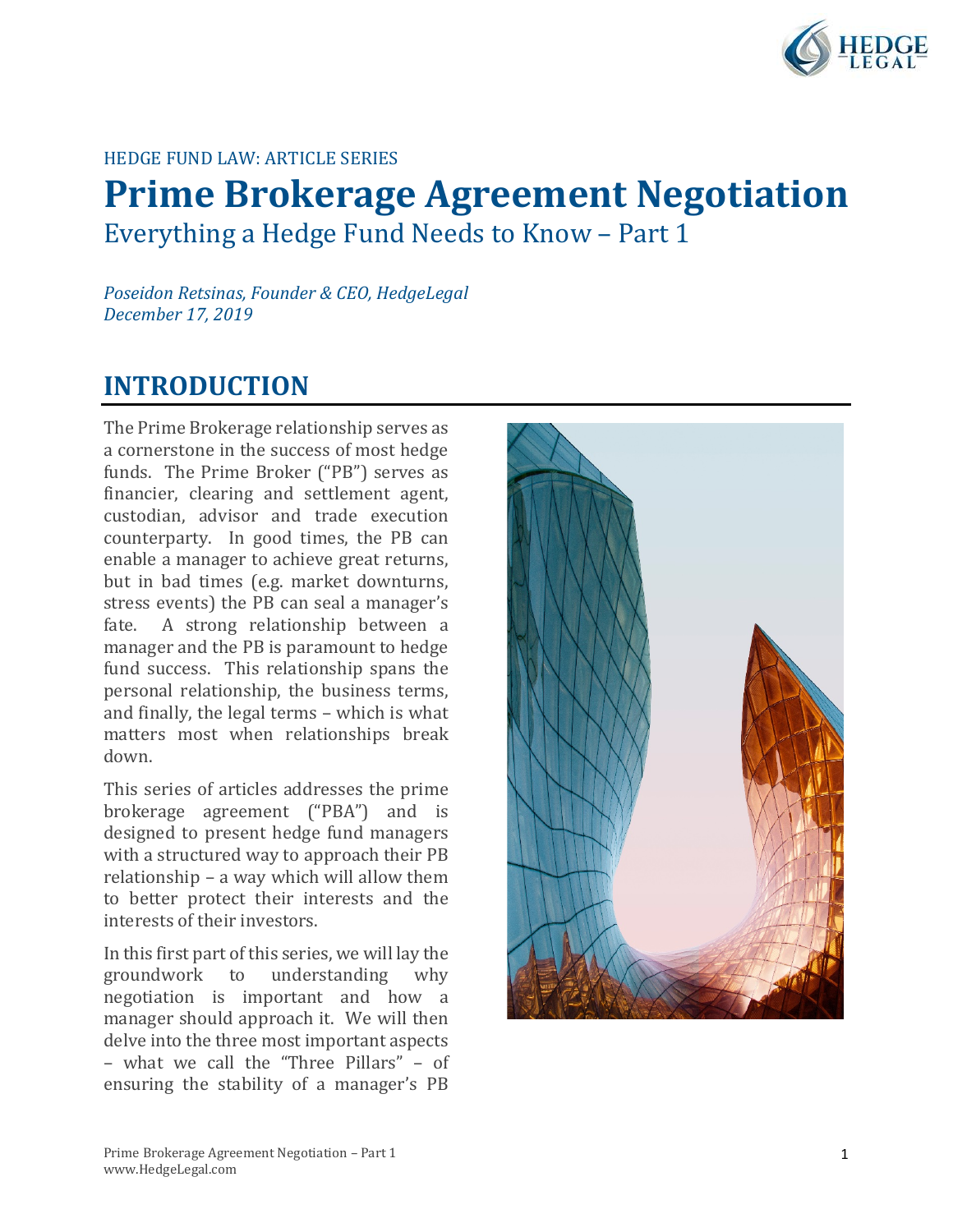HEDGE FUND LAW: ARTICLE SERIES

# Prime Brokerage Agreement Negotiation

Everything a Hedge Fund Needs to Know – Part 1

*Poseidon Retsinas, Founder & CEO, HedgeLegal*
*December 17, 2019*

## INTRODUCTION

The Prime Brokerage relationship serves as a cornerstone in the success of most hedge funds. The Prime Broker ("PB") serves as financier, clearing and settlement agent, custodian, advisor and trade execution counterparty. In good times, the PB can enable a manager to achieve great returns, but in bad times (e.g. market downturns, stress events) the PB can seal a manager's fate. A strong relationship between a manager and the PB is paramount to hedge fund success. This relationship spans the personal relationship, the business terms, and finally, the legal terms – which is what matters most when relationships break down.

This series of articles addresses the prime brokerage agreement ("PBA") and is designed to present hedge fund managers with a structured way to approach their PB relationship – a way which will allow them to better protect their interests and the interests of their investors.

In this first part of this series, we will lay the groundwork to understanding why negotiation is important and how a manager should approach it. We will then delve into the three most important aspects – what we call the "Three Pillars" – of ensuring the stability of a manager's PB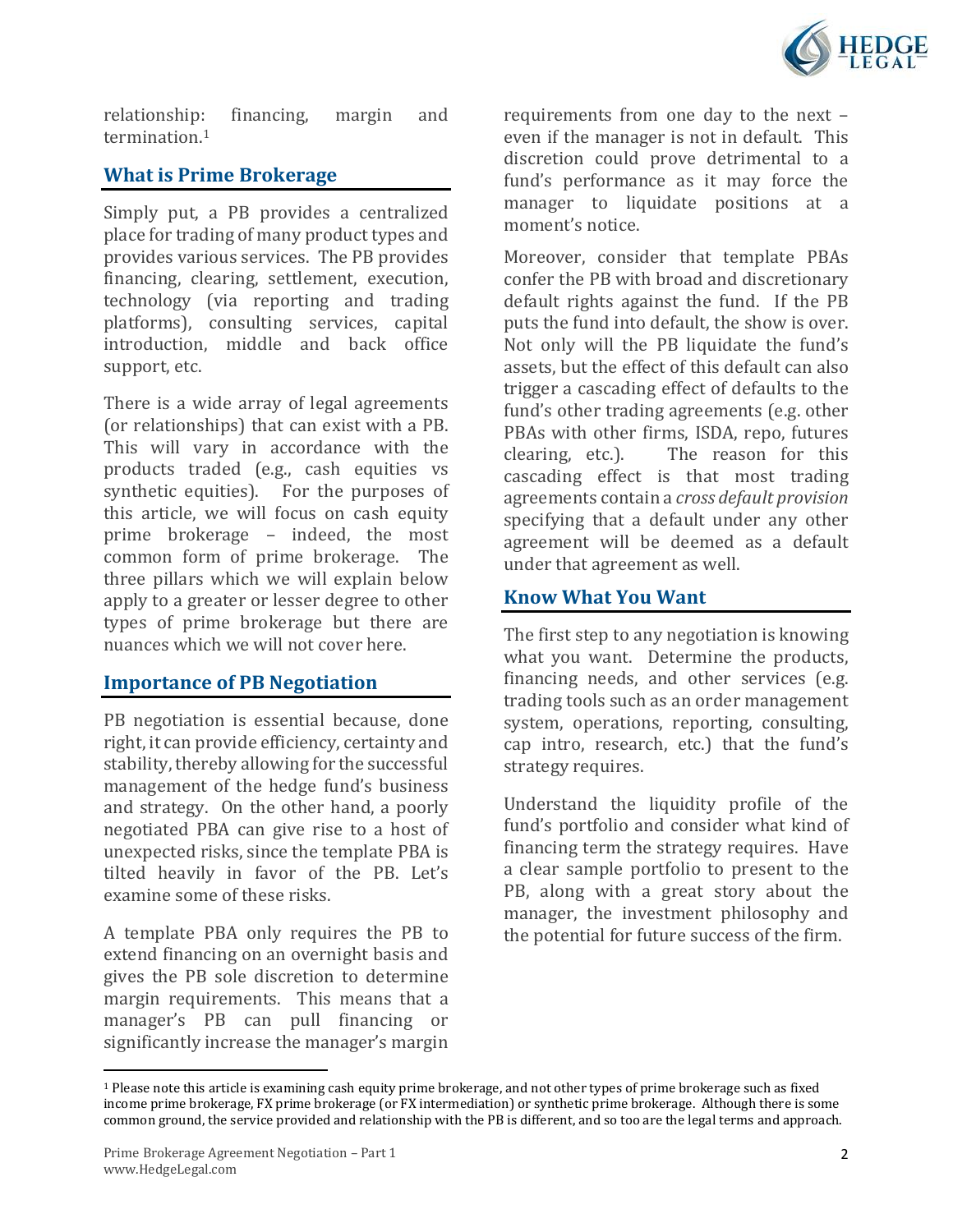relationship: financing, margin and termination.[1]

## What is Prime Brokerage

Simply put, a PB provides a centralized place for trading of many product types and provides various services. The PB provides financing, clearing, settlement, execution, technology (via reporting and trading platforms), consulting services, capital introduction, middle and back office support, etc.

There is a wide array of legal agreements (or relationships) that can exist with a PB. This will vary in accordance with the products traded (e.g., cash equities vs synthetic equities). For the purposes of this article, we will focus on cash equity prime brokerage – indeed, the most common form of prime brokerage. The three pillars which we will explain below apply to a greater or lesser degree to other types of prime brokerage but there are nuances which we will not cover here.

## Importance of PB Negotiation

PB negotiation is essential because, done right, it can provide efficiency, certainty and stability, thereby allowing for the successful management of the hedge fund's business and strategy. On the other hand, a poorly negotiated PBA can give rise to a host of unexpected risks, since the template PBA is tilted heavily in favor of the PB. Let's examine some of these risks.

A template PBA only requires the PB to extend financing on an overnight basis and gives the PB sole discretion to determine margin requirements. This means that a manager's PB can pull financing or significantly increase the manager's margin requirements from one day to the next – even if the manager is not in default. This discretion could prove detrimental to a fund's performance as it may force the manager to liquidate positions at a moment's notice.

Moreover, consider that template PBAs confer the PB with broad and discretionary default rights against the fund. If the PB puts the fund into default, the show is over. Not only will the PB liquidate the fund's assets, but the effect of this default can also trigger a cascading effect of defaults to the fund's other trading agreements (e.g. other PBAs with other firms, ISDA, repo, futures clearing, etc.). The reason for this cascading effect is that most trading agreements contain a *cross default provision* specifying that a default under any other agreement will be deemed as a default under that agreement as well.

## Know What You Want

The first step to any negotiation is knowing what you want. Determine the products, financing needs, and other services (e.g. trading tools such as an order management system, operations, reporting, consulting, cap intro, research, etc.) that the fund's strategy requires.

Understand the liquidity profile of the fund's portfolio and consider what kind of financing term the strategy requires. Have a clear sample portfolio to present to the PB, along with a great story about the manager, the investment philosophy and the potential for future success of the firm.

---

[1] Please note this article is examining cash equity prime brokerage, and not other types of prime brokerage such as fixed income prime brokerage, FX prime brokerage (or FX intermediation) or synthetic prime brokerage. Although there is some common ground, the service provided and relationship with the PB is different, and so too are the legal terms and approach.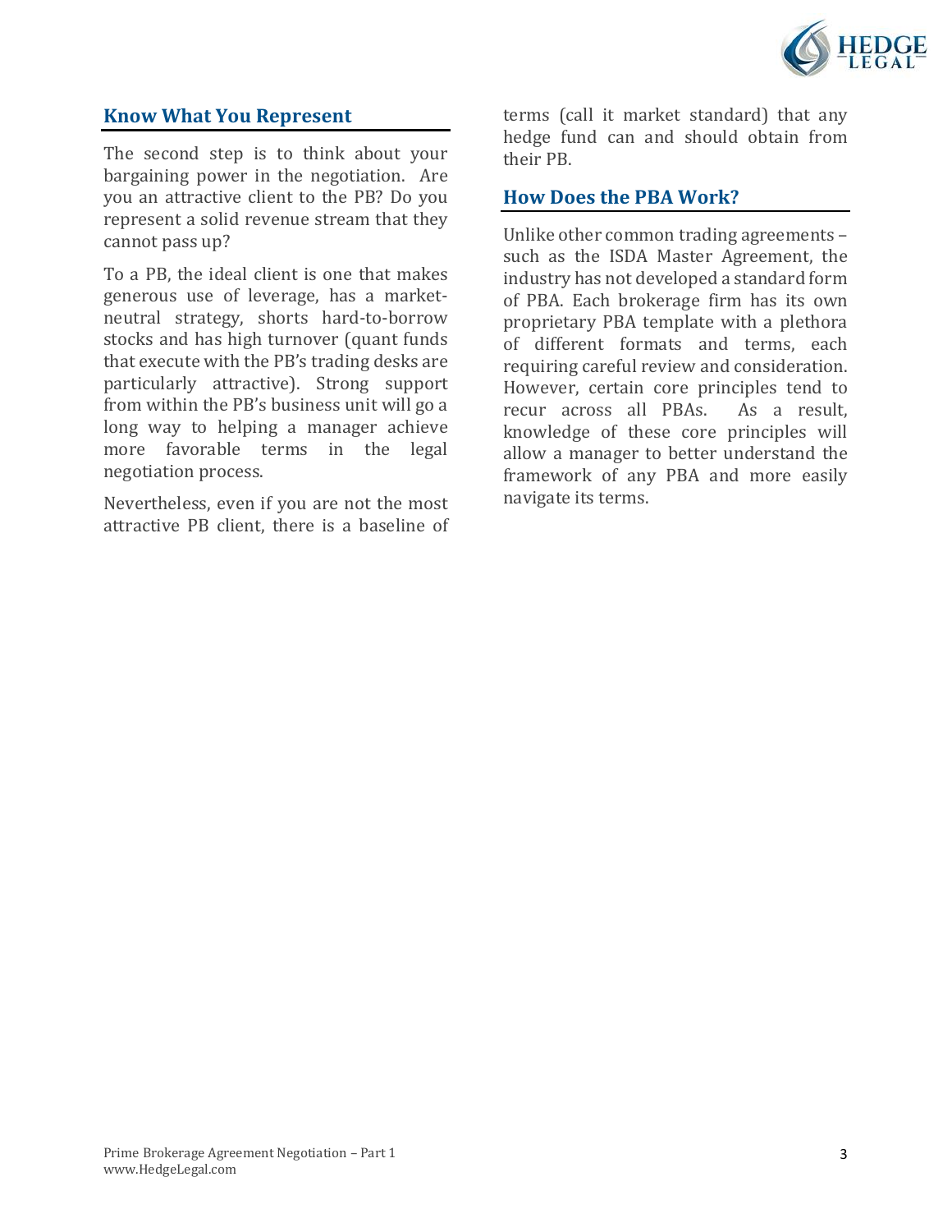## Know What You Represent

The second step is to think about your bargaining power in the negotiation. Are you an attractive client to the PB? Do you represent a solid revenue stream that they cannot pass up?

To a PB, the ideal client is one that makes generous use of leverage, has a market-neutral strategy, shorts hard-to-borrow stocks and has high turnover (quant funds that execute with the PB's trading desks are particularly attractive). Strong support from within the PB's business unit will go a long way to helping a manager achieve more favorable terms in the legal negotiation process.

Nevertheless, even if you are not the most attractive PB client, there is a baseline of terms (call it market standard) that any hedge fund can and should obtain from their PB.

## How Does the PBA Work?

Unlike other common trading agreements – such as the ISDA Master Agreement, the industry has not developed a standard form of PBA. Each brokerage firm has its own proprietary PBA template with a plethora of different formats and terms, each requiring careful review and consideration. However, certain core principles tend to recur across all PBAs. As a result, knowledge of these core principles will allow a manager to better understand the framework of any PBA and more easily navigate its terms.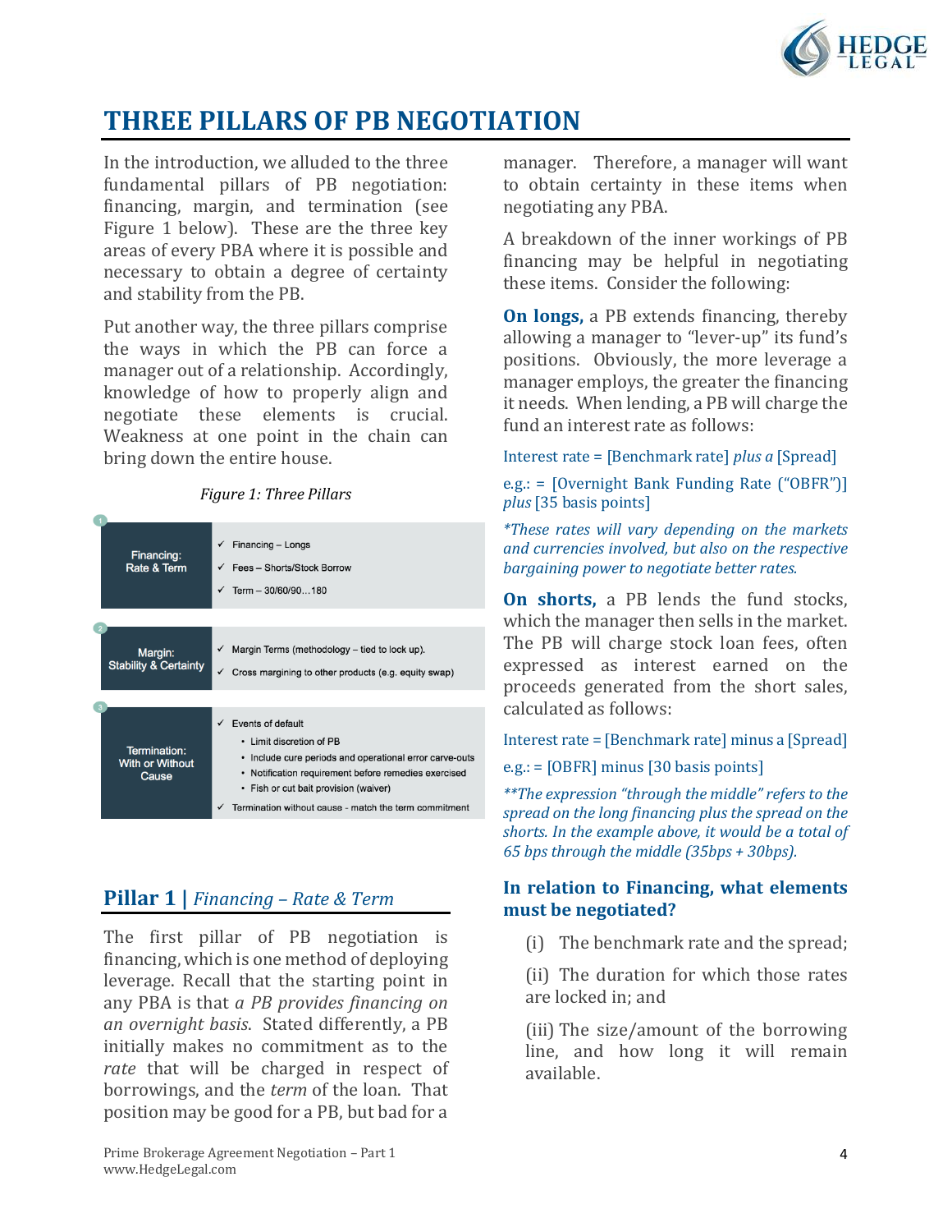# THREE PILLARS OF PB NEGOTIATION

In the introduction, we alluded to the three fundamental pillars of PB negotiation: financing, margin, and termination (see Figure 1 below). These are the three key areas of every PBA where it is possible and necessary to obtain a degree of certainty and stability from the PB.

Put another way, the three pillars comprise the ways in which the PB can force a manager out of a relationship. Accordingly, knowledge of how to properly align and negotiate these elements is crucial. Weakness at one point in the chain can bring down the entire house.

*Figure 1: Three Pillars*

| Pillar | Elements |
| --- | --- |
| 1. Financing: Rate & Term | ✓ Financing – Longs<br>✓ Fees – Shorts/Stock Borrow<br>✓ Term – 30/60/90…180 |
| 2. Margin: Stability & Certainty | ✓ Margin Terms (methodology – tied to lock up).<br>✓ Cross margining to other products (e.g. equity swap) |
| 3. Termination: With or Without Cause | ✓ Events of default<br>• Limit discretion of PB<br>• Include cure periods and operational error carve-outs<br>• Notification requirement before remedies exercised<br>• Fish or cut bait provision (waiver)<br>✓ Termination without cause - match the term commitment |

## Pillar 1 | *Financing – Rate & Term*

The first pillar of PB negotiation is financing, which is one method of deploying leverage. Recall that the starting point in any PBA is that *a PB provides financing on an overnight basis*. Stated differently, a PB initially makes no commitment as to the *rate* that will be charged in respect of borrowings, and the *term* of the loan. That position may be good for a PB, but bad for a manager. Therefore, a manager will want to obtain certainty in these items when negotiating any PBA.

A breakdown of the inner workings of PB financing may be helpful in negotiating these items. Consider the following:

**On longs,** a PB extends financing, thereby allowing a manager to "lever-up" its fund's positions. Obviously, the more leverage a manager employs, the greater the financing it needs. When lending, a PB will charge the fund an interest rate as follows:

Interest rate = [Benchmark rate] *plus a* [Spread]

e.g.: = [Overnight Bank Funding Rate ("OBFR")] *plus* [35 basis points]

*\*These rates will vary depending on the markets and currencies involved, but also on the respective bargaining power to negotiate better rates.*

**On shorts,** a PB lends the fund stocks, which the manager then sells in the market. The PB will charge stock loan fees, often expressed as interest earned on the proceeds generated from the short sales, calculated as follows:

Interest rate = [Benchmark rate] minus a [Spread]

e.g.: = [OBFR] minus [30 basis points]

*\*\*The expression "through the middle" refers to the spread on the long financing plus the spread on the shorts. In the example above, it would be a total of 65 bps through the middle (35bps + 30bps).*

### In relation to Financing, what elements must be negotiated?

(i) The benchmark rate and the spread;

(ii) The duration for which those rates are locked in; and

(iii) The size/amount of the borrowing line, and how long it will remain available.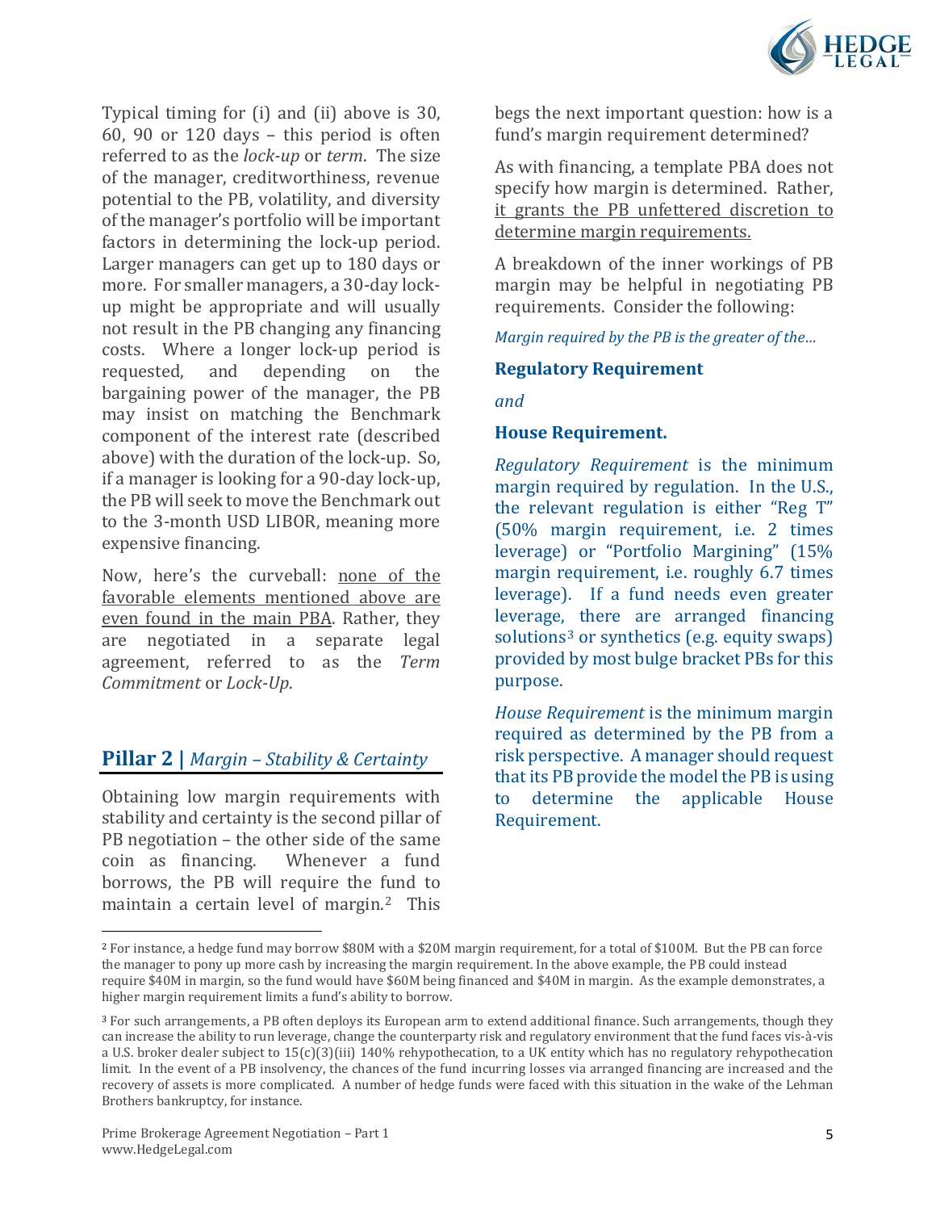Typical timing for (i) and (ii) above is 30, 60, 90 or 120 days – this period is often referred to as the *lock-up* or *term*. The size of the manager, creditworthiness, revenue potential to the PB, volatility, and diversity of the manager's portfolio will be important factors in determining the lock-up period. Larger managers can get up to 180 days or more. For smaller managers, a 30-day lock-up might be appropriate and will usually not result in the PB changing any financing costs. Where a longer lock-up period is requested, and depending on the bargaining power of the manager, the PB may insist on matching the Benchmark component of the interest rate (described above) with the duration of the lock-up. So, if a manager is looking for a 90-day lock-up, the PB will seek to move the Benchmark out to the 3-month USD LIBOR, meaning more expensive financing.

Now, here's the curveball: <u>none of the favorable elements mentioned above are even found in the main PBA</u>. Rather, they are negotiated in a separate legal agreement, referred to as the *Term Commitment* or *Lock-Up*.

## Pillar 2 | *Margin – Stability & Certainty*

Obtaining low margin requirements with stability and certainty is the second pillar of PB negotiation – the other side of the same coin as financing. Whenever a fund borrows, the PB will require the fund to maintain a certain level of margin.[2] This begs the next important question: how is a fund's margin requirement determined?

As with financing, a template PBA does not specify how margin is determined. Rather, <u>it grants the PB unfettered discretion to determine margin requirements.</u>

A breakdown of the inner workings of PB margin may be helpful in negotiating PB requirements. Consider the following:

*Margin required by the PB is the greater of the…*

**Regulatory Requirement**

*and*

**House Requirement.**

*Regulatory Requirement* is the minimum margin required by regulation. In the U.S., the relevant regulation is either "Reg T" (50% margin requirement, i.e. 2 times leverage) or "Portfolio Margining" (15% margin requirement, i.e. roughly 6.7 times leverage). If a fund needs even greater leverage, there are arranged financing solutions[3] or synthetics (e.g. equity swaps) provided by most bulge bracket PBs for this purpose.

*House Requirement* is the minimum margin required as determined by the PB from a risk perspective. A manager should request that its PB provide the model the PB is using to determine the applicable House Requirement.

---

[2] For instance, a hedge fund may borrow \$80M with a \$20M margin requirement, for a total of \$100M. But the PB can force the manager to pony up more cash by increasing the margin requirement. In the above example, the PB could instead require \$40M in margin, so the fund would have \$60M being financed and \$40M in margin. As the example demonstrates, a higher margin requirement limits a fund's ability to borrow.

[3] For such arrangements, a PB often deploys its European arm to extend additional finance. Such arrangements, though they can increase the ability to run leverage, change the counterparty risk and regulatory environment that the fund faces vis-à-vis a U.S. broker dealer subject to 15(c)(3)(iii) 140% rehypothecation, to a UK entity which has no regulatory rehypothecation limit. In the event of a PB insolvency, the chances of the fund incurring losses via arranged financing are increased and the recovery of assets is more complicated. A number of hedge funds were faced with this situation in the wake of the Lehman Brothers bankruptcy, for instance.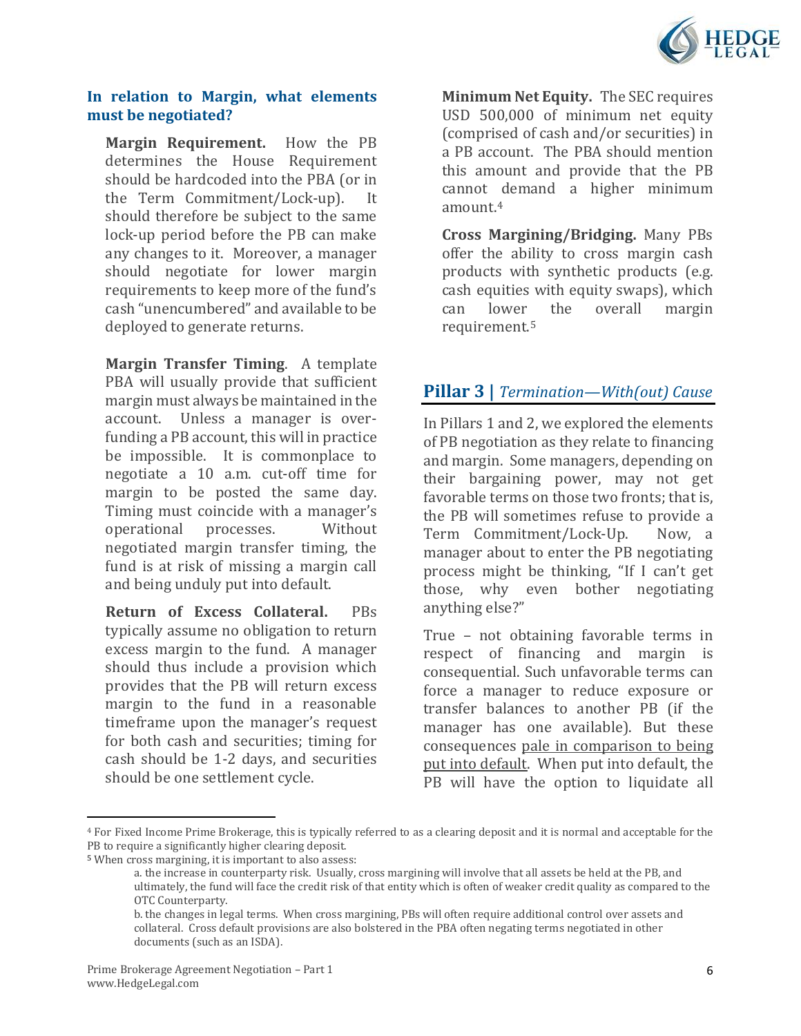### In relation to Margin, what elements must be negotiated?

**Margin Requirement.** How the PB determines the House Requirement should be hardcoded into the PBA (or in the Term Commitment/Lock-up). It should therefore be subject to the same lock-up period before the PB can make any changes to it. Moreover, a manager should negotiate for lower margin requirements to keep more of the fund's cash "unencumbered" and available to be deployed to generate returns.

**Margin Transfer Timing**. A template PBA will usually provide that sufficient margin must always be maintained in the account. Unless a manager is over-funding a PB account, this will in practice be impossible. It is commonplace to negotiate a 10 a.m. cut-off time for margin to be posted the same day. Timing must coincide with a manager's operational processes. Without negotiated margin transfer timing, the fund is at risk of missing a margin call and being unduly put into default.

**Return of Excess Collateral.** PBs typically assume no obligation to return excess margin to the fund. A manager should thus include a provision which provides that the PB will return excess margin to the fund in a reasonable timeframe upon the manager's request for both cash and securities; timing for cash should be 1-2 days, and securities should be one settlement cycle.

**Minimum Net Equity.** The SEC requires USD 500,000 of minimum net equity (comprised of cash and/or securities) in a PB account. The PBA should mention this amount and provide that the PB cannot demand a higher minimum amount.[4]

**Cross Margining/Bridging.** Many PBs offer the ability to cross margin cash products with synthetic products (e.g. cash equities with equity swaps), which can lower the overall margin requirement.[5]

## Pillar 3 | *Termination—With(out) Cause*

In Pillars 1 and 2, we explored the elements of PB negotiation as they relate to financing and margin. Some managers, depending on their bargaining power, may not get favorable terms on those two fronts; that is, the PB will sometimes refuse to provide a Term Commitment/Lock-Up. Now, a manager about to enter the PB negotiating process might be thinking, "If I can't get those, why even bother negotiating anything else?"

True – not obtaining favorable terms in respect of financing and margin is consequential. Such unfavorable terms can force a manager to reduce exposure or transfer balances to another PB (if the manager has one available). But these consequences pale in comparison to being put into default. When put into default, the PB will have the option to liquidate all

---

[4] For Fixed Income Prime Brokerage, this is typically referred to as a clearing deposit and it is normal and acceptable for the PB to require a significantly higher clearing deposit.

[5] When cross margining, it is important to also assess:

a. the increase in counterparty risk. Usually, cross margining will involve that all assets be held at the PB, and ultimately, the fund will face the credit risk of that entity which is often of weaker credit quality as compared to the OTC Counterparty.

b. the changes in legal terms. When cross margining, PBs will often require additional control over assets and collateral. Cross default provisions are also bolstered in the PBA often negating terms negotiated in other documents (such as an ISDA).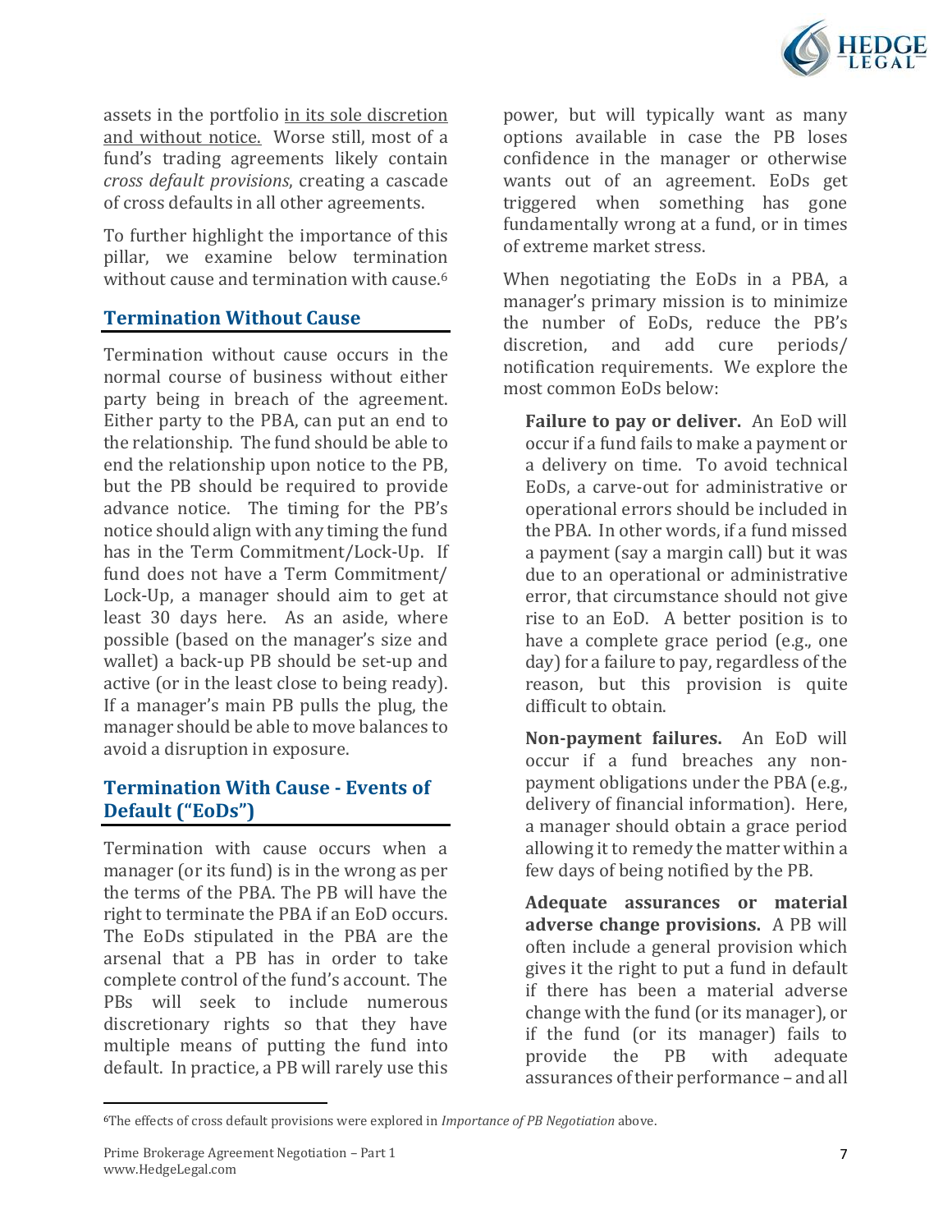assets in the portfolio in its sole discretion and without notice. Worse still, most of a fund's trading agreements likely contain *cross default provisions*, creating a cascade of cross defaults in all other agreements.

To further highlight the importance of this pillar, we examine below termination without cause and termination with cause.[6]

## Termination Without Cause

Termination without cause occurs in the normal course of business without either party being in breach of the agreement. Either party to the PBA, can put an end to the relationship. The fund should be able to end the relationship upon notice to the PB, but the PB should be required to provide advance notice. The timing for the PB's notice should align with any timing the fund has in the Term Commitment/Lock-Up. If fund does not have a Term Commitment/Lock-Up, a manager should aim to get at least 30 days here. As an aside, where possible (based on the manager's size and wallet) a back-up PB should be set-up and active (or in the least close to being ready). If a manager's main PB pulls the plug, the manager should be able to move balances to avoid a disruption in exposure.

## Termination With Cause - Events of Default ("EoDs")

Termination with cause occurs when a manager (or its fund) is in the wrong as per the terms of the PBA. The PB will have the right to terminate the PBA if an EoD occurs. The EoDs stipulated in the PBA are the arsenal that a PB has in order to take complete control of the fund's account. The PBs will seek to include numerous discretionary rights so that they have multiple means of putting the fund into default. In practice, a PB will rarely use this power, but will typically want as many options available in case the PB loses confidence in the manager or otherwise wants out of an agreement. EoDs get triggered when something has gone fundamentally wrong at a fund, or in times of extreme market stress.

When negotiating the EoDs in a PBA, a manager's primary mission is to minimize the number of EoDs, reduce the PB's discretion, and add cure periods/ notification requirements. We explore the most common EoDs below:

**Failure to pay or deliver.** An EoD will occur if a fund fails to make a payment or a delivery on time. To avoid technical EoDs, a carve-out for administrative or operational errors should be included in the PBA. In other words, if a fund missed a payment (say a margin call) but it was due to an operational or administrative error, that circumstance should not give rise to an EoD. A better position is to have a complete grace period (e.g., one day) for a failure to pay, regardless of the reason, but this provision is quite difficult to obtain.

**Non-payment failures.** An EoD will occur if a fund breaches any non-payment obligations under the PBA (e.g., delivery of financial information). Here, a manager should obtain a grace period allowing it to remedy the matter within a few days of being notified by the PB.

**Adequate assurances or material adverse change provisions.** A PB will often include a general provision which gives it the right to put a fund in default if there has been a material adverse change with the fund (or its manager), or if the fund (or its manager) fails to provide the PB with adequate assurances of their performance – and all

[6] The effects of cross default provisions were explored in *Importance of PB Negotiation* above.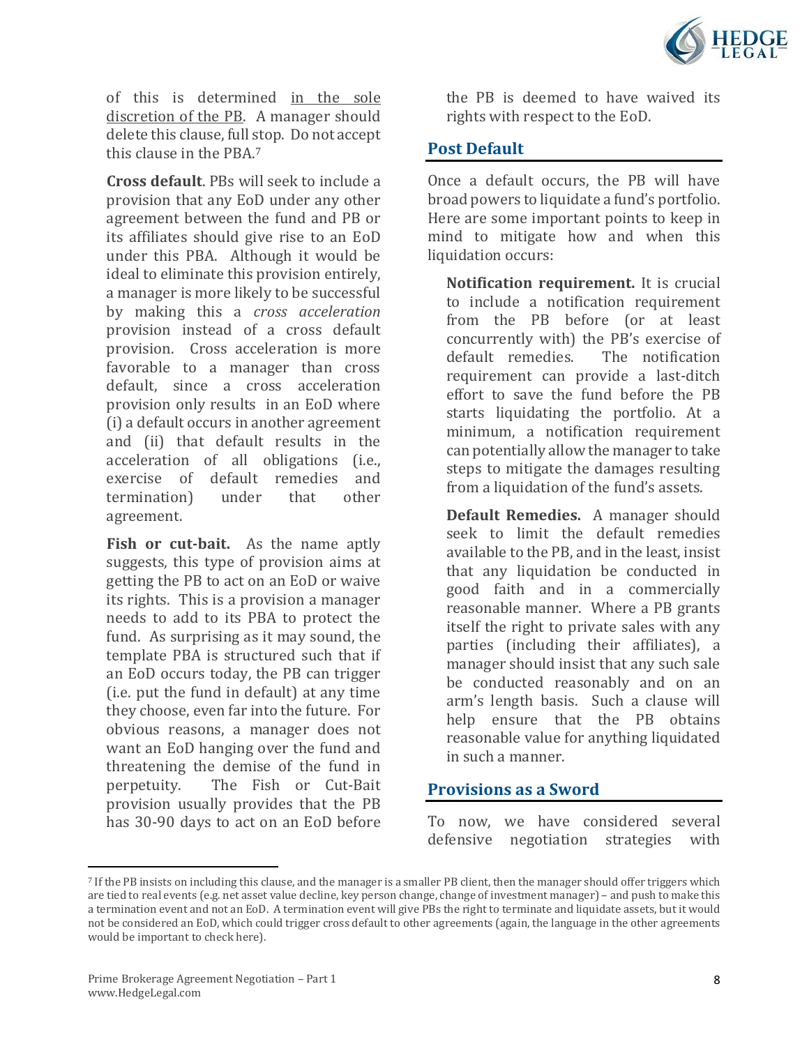of this is determined <u>in the sole discretion of the PB</u>. A manager should delete this clause, full stop. Do not accept this clause in the PBA.[7]

**Cross default**. PBs will seek to include a provision that any EoD under any other agreement between the fund and PB or its affiliates should give rise to an EoD under this PBA. Although it would be ideal to eliminate this provision entirely, a manager is more likely to be successful by making this a *cross acceleration* provision instead of a cross default provision. Cross acceleration is more favorable to a manager than cross default, since a cross acceleration provision only results in an EoD where (i) a default occurs in another agreement and (ii) that default results in the acceleration of all obligations (i.e., exercise of default remedies and termination) under that other agreement.

**Fish or cut-bait.** As the name aptly suggests, this type of provision aims at getting the PB to act on an EoD or waive its rights. This is a provision a manager needs to add to its PBA to protect the fund. As surprising as it may sound, the template PBA is structured such that if an EoD occurs today, the PB can trigger (i.e. put the fund in default) at any time they choose, even far into the future. For obvious reasons, a manager does not want an EoD hanging over the fund and threatening the demise of the fund in perpetuity. The Fish or Cut-Bait provision usually provides that the PB has 30-90 days to act on an EoD before the PB is deemed to have waived its rights with respect to the EoD.

## Post Default

Once a default occurs, the PB will have broad powers to liquidate a fund's portfolio. Here are some important points to keep in mind to mitigate how and when this liquidation occurs:

**Notification requirement.** It is crucial to include a notification requirement from the PB before (or at least concurrently with) the PB's exercise of default remedies. The notification requirement can provide a last-ditch effort to save the fund before the PB starts liquidating the portfolio. At a minimum, a notification requirement can potentially allow the manager to take steps to mitigate the damages resulting from a liquidation of the fund's assets.

**Default Remedies.** A manager should seek to limit the default remedies available to the PB, and in the least, insist that any liquidation be conducted in good faith and in a commercially reasonable manner. Where a PB grants itself the right to private sales with any parties (including their affiliates), a manager should insist that any such sale be conducted reasonably and on an arm's length basis. Such a clause will help ensure that the PB obtains reasonable value for anything liquidated in such a manner.

## Provisions as a Sword

To now, we have considered several defensive negotiation strategies with

---

[7] If the PB insists on including this clause, and the manager is a smaller PB client, then the manager should offer triggers which are tied to real events (e.g. net asset value decline, key person change, change of investment manager) – and push to make this a termination event and not an EoD. A termination event will give PBs the right to terminate and liquidate assets, but it would not be considered an EoD, which could trigger cross default to other agreements (again, the language in the other agreements would be important to check here).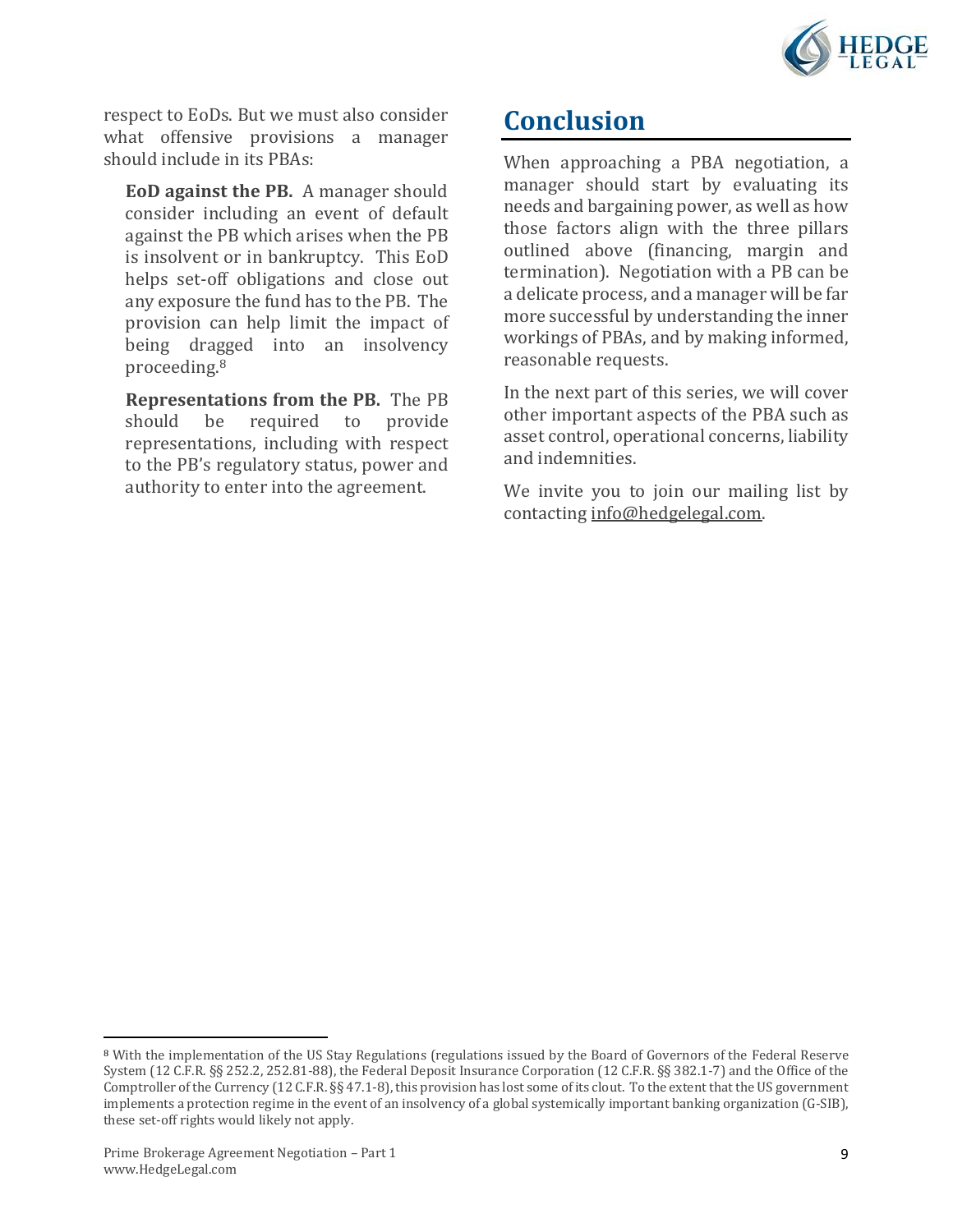respect to EoDs. But we must also consider what offensive provisions a manager should include in its PBAs:

**EoD against the PB.** A manager should consider including an event of default against the PB which arises when the PB is insolvent or in bankruptcy. This EoD helps set-off obligations and close out any exposure the fund has to the PB. The provision can help limit the impact of being dragged into an insolvency proceeding.[8]

**Representations from the PB.** The PB should be required to provide representations, including with respect to the PB's regulatory status, power and authority to enter into the agreement.

## Conclusion

When approaching a PBA negotiation, a manager should start by evaluating its needs and bargaining power, as well as how those factors align with the three pillars outlined above (financing, margin and termination). Negotiation with a PB can be a delicate process, and a manager will be far more successful by understanding the inner workings of PBAs, and by making informed, reasonable requests.

In the next part of this series, we will cover other important aspects of the PBA such as asset control, operational concerns, liability and indemnities.

We invite you to join our mailing list by contacting info@hedgelegal.com.

---

[8] With the implementation of the US Stay Regulations (regulations issued by the Board of Governors of the Federal Reserve System (12 C.F.R. §§ 252.2, 252.81-88), the Federal Deposit Insurance Corporation (12 C.F.R. §§ 382.1-7) and the Office of the Comptroller of the Currency (12 C.F.R. §§ 47.1-8), this provision has lost some of its clout. To the extent that the US government implements a protection regime in the event of an insolvency of a global systemically important banking organization (G-SIB), these set-off rights would likely not apply.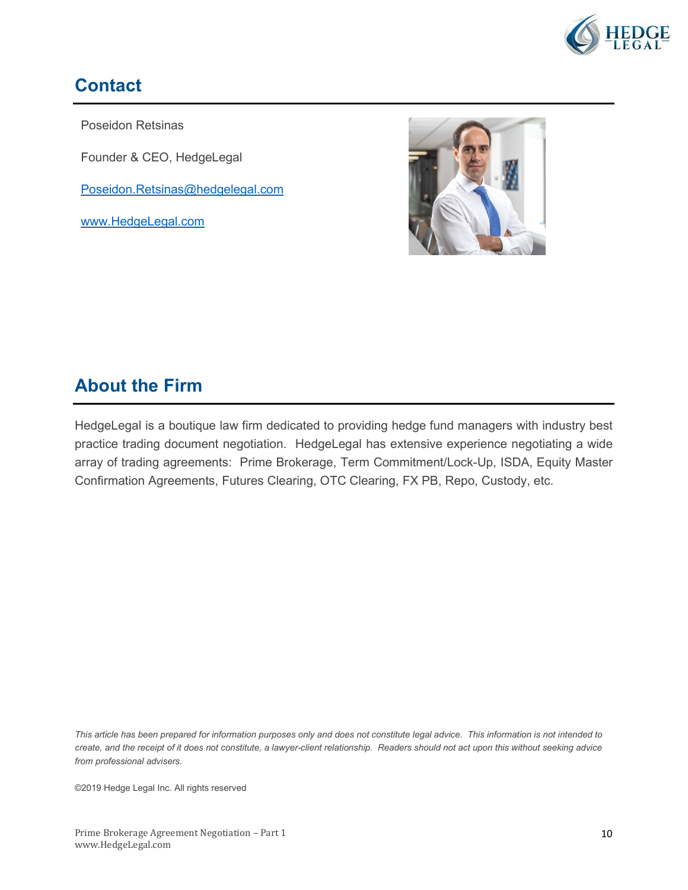## Contact

Poseidon Retsinas

Founder & CEO, HedgeLegal

[Poseidon.Retsinas@hedgelegal.com](mailto:Poseidon.Retsinas@hedgelegal.com)

[www.HedgeLegal.com](http://www.HedgeLegal.com)

## About the Firm

HedgeLegal is a boutique law firm dedicated to providing hedge fund managers with industry best practice trading document negotiation. HedgeLegal has extensive experience negotiating a wide array of trading agreements: Prime Brokerage, Term Commitment/Lock-Up, ISDA, Equity Master Confirmation Agreements, Futures Clearing, OTC Clearing, FX PB, Repo, Custody, etc.

*This article has been prepared for information purposes only and does not constitute legal advice. This information is not intended to create, and the receipt of it does not constitute, a lawyer-client relationship. Readers should not act upon this without seeking advice from professional advisers.*

©2019 Hedge Legal Inc. All rights reserved